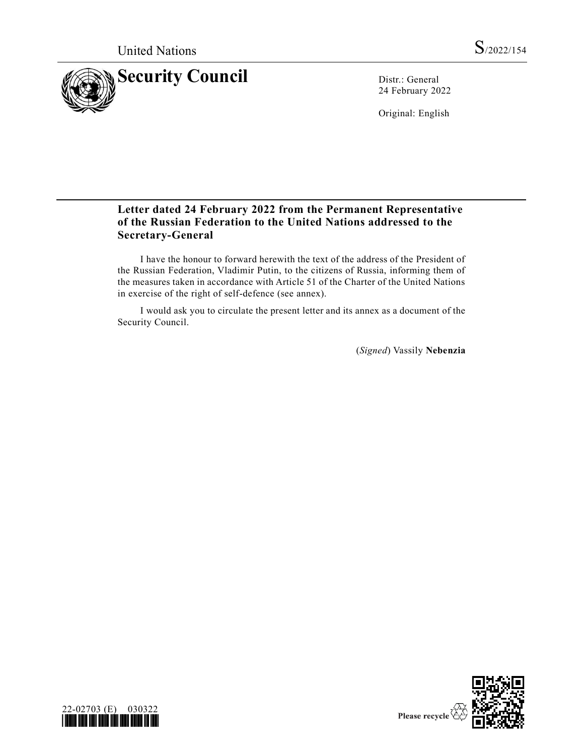United Nations S/2022/154

# Security Council

Distr.: General
24 February 2022

Original: English

## Letter dated 24 February 2022 from the Permanent Representative of the Russian Federation to the United Nations addressed to the Secretary-General

I have the honour to forward herewith the text of the address of the President of the Russian Federation, Vladimir Putin, to the citizens of Russia, informing them of the measures taken in accordance with Article 51 of the Charter of the United Nations in exercise of the right of self-defence (see annex).

I would ask you to circulate the present letter and its annex as a document of the Security Council.

(*Signed*) Vassily **Nebenzia**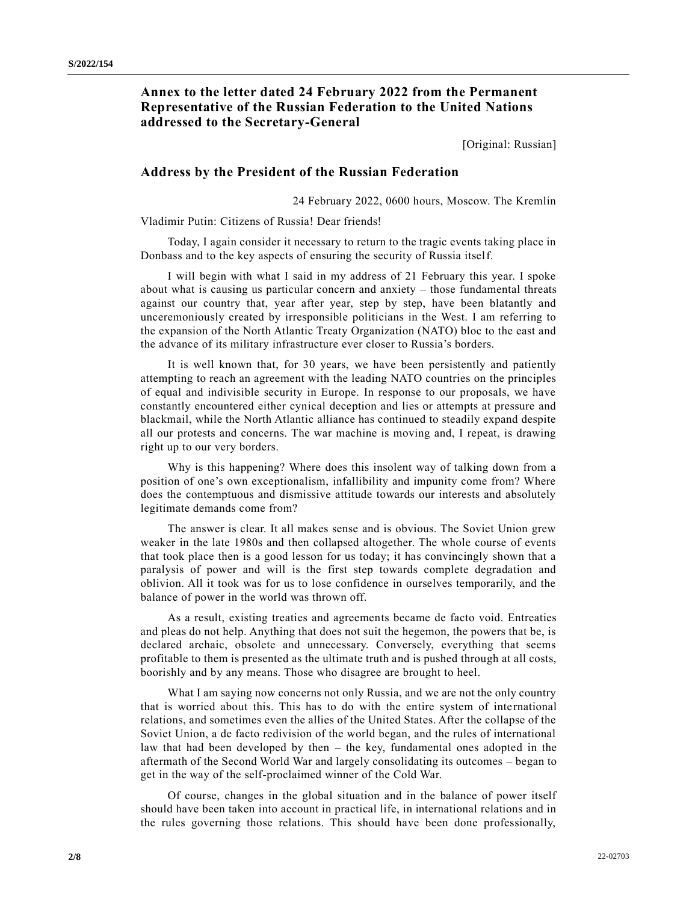## Annex to the letter dated 24 February 2022 from the Permanent Representative of the Russian Federation to the United Nations addressed to the Secretary-General

[Original: Russian]

### Address by the President of the Russian Federation

24 February 2022, 0600 hours, Moscow. The Kremlin

Vladimir Putin: Citizens of Russia! Dear friends!

Today, I again consider it necessary to return to the tragic events taking place in Donbass and to the key aspects of ensuring the security of Russia itself.

I will begin with what I said in my address of 21 February this year. I spoke about what is causing us particular concern and anxiety – those fundamental threats against our country that, year after year, step by step, have been blatantly and unceremoniously created by irresponsible politicians in the West. I am referring to the expansion of the North Atlantic Treaty Organization (NATO) bloc to the east and the advance of its military infrastructure ever closer to Russia's borders.

It is well known that, for 30 years, we have been persistently and patiently attempting to reach an agreement with the leading NATO countries on the principles of equal and indivisible security in Europe. In response to our proposals, we have constantly encountered either cynical deception and lies or attempts at pressure and blackmail, while the North Atlantic alliance has continued to steadily expand despite all our protests and concerns. The war machine is moving and, I repeat, is drawing right up to our very borders.

Why is this happening? Where does this insolent way of talking down from a position of one's own exceptionalism, infallibility and impunity come from? Where does the contemptuous and dismissive attitude towards our interests and absolutely legitimate demands come from?

The answer is clear. It all makes sense and is obvious. The Soviet Union grew weaker in the late 1980s and then collapsed altogether. The whole course of events that took place then is a good lesson for us today; it has convincingly shown that a paralysis of power and will is the first step towards complete degradation and oblivion. All it took was for us to lose confidence in ourselves temporarily, and the balance of power in the world was thrown off.

As a result, existing treaties and agreements became de facto void. Entreaties and pleas do not help. Anything that does not suit the hegemon, the powers that be, is declared archaic, obsolete and unnecessary. Conversely, everything that seems profitable to them is presented as the ultimate truth and is pushed through at all costs, boorishly and by any means. Those who disagree are brought to heel.

What I am saying now concerns not only Russia, and we are not the only country that is worried about this. This has to do with the entire system of international relations, and sometimes even the allies of the United States. After the collapse of the Soviet Union, a de facto redivision of the world began, and the rules of international law that had been developed by then – the key, fundamental ones adopted in the aftermath of the Second World War and largely consolidating its outcomes – began to get in the way of the self-proclaimed winner of the Cold War.

Of course, changes in the global situation and in the balance of power itself should have been taken into account in practical life, in international relations and in the rules governing those relations. This should have been done professionally,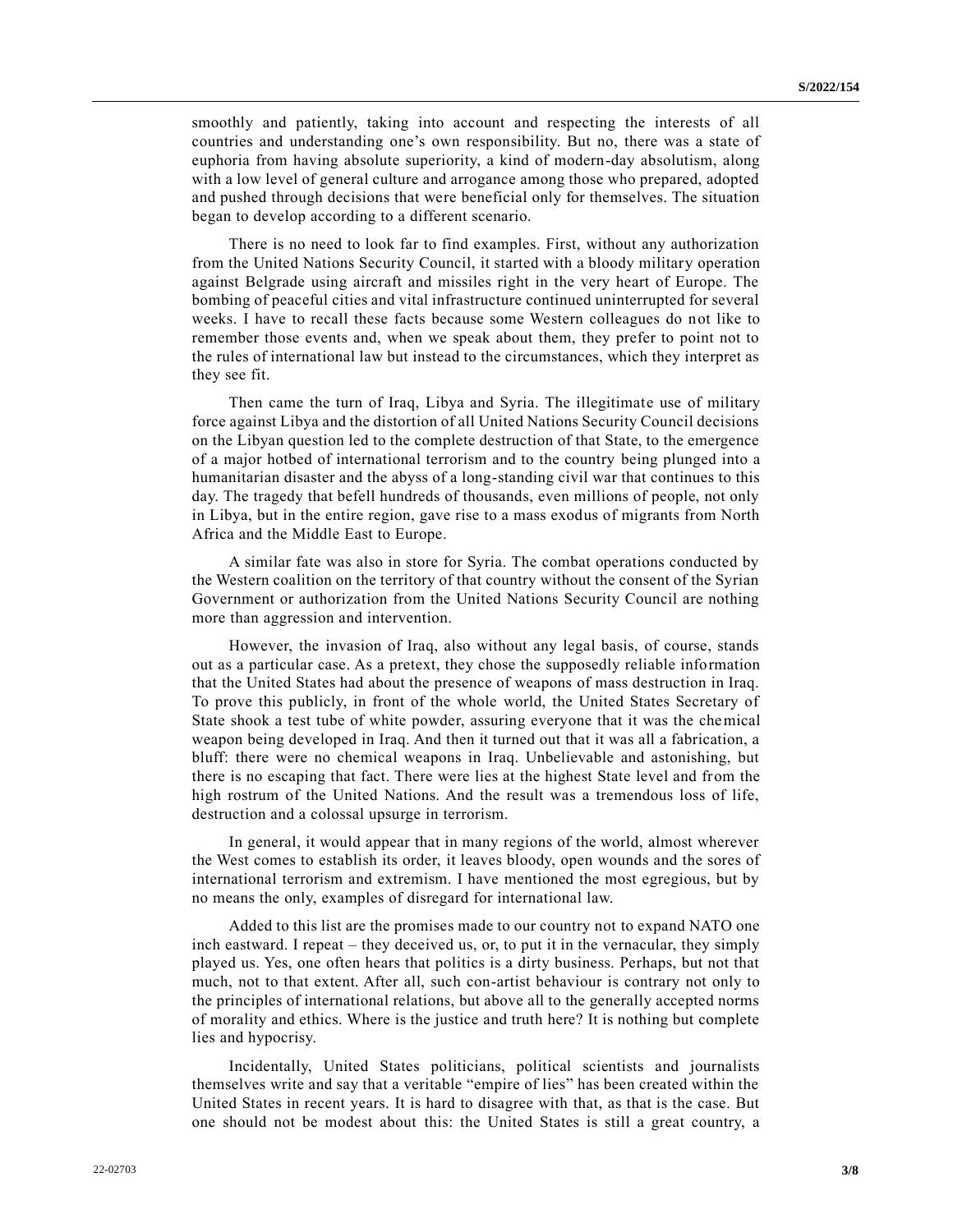smoothly and patiently, taking into account and respecting the interests of all countries and understanding one's own responsibility. But no, there was a state of euphoria from having absolute superiority, a kind of modern-day absolutism, along with a low level of general culture and arrogance among those who prepared, adopted and pushed through decisions that were beneficial only for themselves. The situation began to develop according to a different scenario.

There is no need to look far to find examples. First, without any authorization from the United Nations Security Council, it started with a bloody military operation against Belgrade using aircraft and missiles right in the very heart of Europe. The bombing of peaceful cities and vital infrastructure continued uninterrupted for several weeks. I have to recall these facts because some Western colleagues do not like to remember those events and, when we speak about them, they prefer to point not to the rules of international law but instead to the circumstances, which they interpret as they see fit.

Then came the turn of Iraq, Libya and Syria. The illegitimate use of military force against Libya and the distortion of all United Nations Security Council decisions on the Libyan question led to the complete destruction of that State, to the emergence of a major hotbed of international terrorism and to the country being plunged into a humanitarian disaster and the abyss of a long-standing civil war that continues to this day. The tragedy that befell hundreds of thousands, even millions of people, not only in Libya, but in the entire region, gave rise to a mass exodus of migrants from North Africa and the Middle East to Europe.

A similar fate was also in store for Syria. The combat operations conducted by the Western coalition on the territory of that country without the consent of the Syrian Government or authorization from the United Nations Security Council are nothing more than aggression and intervention.

However, the invasion of Iraq, also without any legal basis, of course, stands out as a particular case. As a pretext, they chose the supposedly reliable information that the United States had about the presence of weapons of mass destruction in Iraq. To prove this publicly, in front of the whole world, the United States Secretary of State shook a test tube of white powder, assuring everyone that it was the chemical weapon being developed in Iraq. And then it turned out that it was all a fabrication, a bluff: there were no chemical weapons in Iraq. Unbelievable and astonishing, but there is no escaping that fact. There were lies at the highest State level and from the high rostrum of the United Nations. And the result was a tremendous loss of life, destruction and a colossal upsurge in terrorism.

In general, it would appear that in many regions of the world, almost wherever the West comes to establish its order, it leaves bloody, open wounds and the sores of international terrorism and extremism. I have mentioned the most egregious, but by no means the only, examples of disregard for international law.

Added to this list are the promises made to our country not to expand NATO one inch eastward. I repeat – they deceived us, or, to put it in the vernacular, they simply played us. Yes, one often hears that politics is a dirty business. Perhaps, but not that much, not to that extent. After all, such con-artist behaviour is contrary not only to the principles of international relations, but above all to the generally accepted norms of morality and ethics. Where is the justice and truth here? It is nothing but complete lies and hypocrisy.

Incidentally, United States politicians, political scientists and journalists themselves write and say that a veritable "empire of lies" has been created within the United States in recent years. It is hard to disagree with that, as that is the case. But one should not be modest about this: the United States is still a great country, a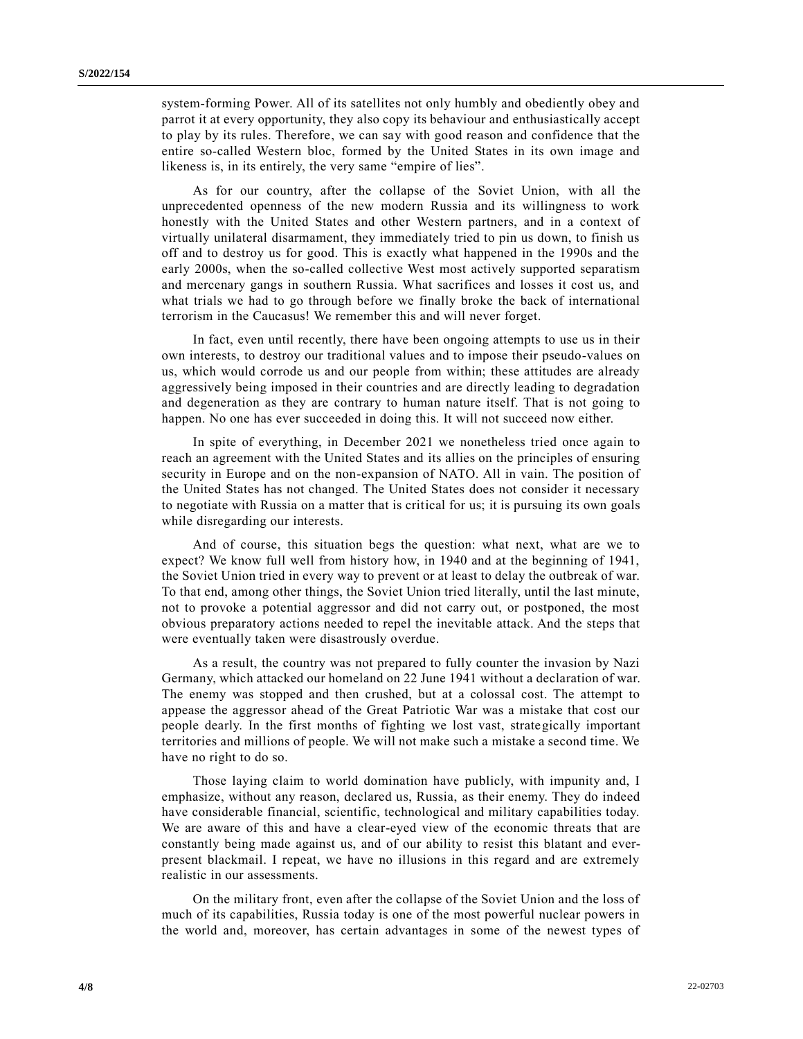system-forming Power. All of its satellites not only humbly and obediently obey and parrot it at every opportunity, they also copy its behaviour and enthusiastically accept to play by its rules. Therefore, we can say with good reason and confidence that the entire so-called Western bloc, formed by the United States in its own image and likeness is, in its entirely, the very same "empire of lies".

As for our country, after the collapse of the Soviet Union, with all the unprecedented openness of the new modern Russia and its willingness to work honestly with the United States and other Western partners, and in a context of virtually unilateral disarmament, they immediately tried to pin us down, to finish us off and to destroy us for good. This is exactly what happened in the 1990s and the early 2000s, when the so-called collective West most actively supported separatism and mercenary gangs in southern Russia. What sacrifices and losses it cost us, and what trials we had to go through before we finally broke the back of international terrorism in the Caucasus! We remember this and will never forget.

In fact, even until recently, there have been ongoing attempts to use us in their own interests, to destroy our traditional values and to impose their pseudo-values on us, which would corrode us and our people from within; these attitudes are already aggressively being imposed in their countries and are directly leading to degradation and degeneration as they are contrary to human nature itself. That is not going to happen. No one has ever succeeded in doing this. It will not succeed now either.

In spite of everything, in December 2021 we nonetheless tried once again to reach an agreement with the United States and its allies on the principles of ensuring security in Europe and on the non-expansion of NATO. All in vain. The position of the United States has not changed. The United States does not consider it necessary to negotiate with Russia on a matter that is critical for us; it is pursuing its own goals while disregarding our interests.

And of course, this situation begs the question: what next, what are we to expect? We know full well from history how, in 1940 and at the beginning of 1941, the Soviet Union tried in every way to prevent or at least to delay the outbreak of war. To that end, among other things, the Soviet Union tried literally, until the last minute, not to provoke a potential aggressor and did not carry out, or postponed, the most obvious preparatory actions needed to repel the inevitable attack. And the steps that were eventually taken were disastrously overdue.

As a result, the country was not prepared to fully counter the invasion by Nazi Germany, which attacked our homeland on 22 June 1941 without a declaration of war. The enemy was stopped and then crushed, but at a colossal cost. The attempt to appease the aggressor ahead of the Great Patriotic War was a mistake that cost our people dearly. In the first months of fighting we lost vast, strategically important territories and millions of people. We will not make such a mistake a second time. We have no right to do so.

Those laying claim to world domination have publicly, with impunity and, I emphasize, without any reason, declared us, Russia, as their enemy. They do indeed have considerable financial, scientific, technological and military capabilities today. We are aware of this and have a clear-eyed view of the economic threats that are constantly being made against us, and of our ability to resist this blatant and ever-present blackmail. I repeat, we have no illusions in this regard and are extremely realistic in our assessments.

On the military front, even after the collapse of the Soviet Union and the loss of much of its capabilities, Russia today is one of the most powerful nuclear powers in the world and, moreover, has certain advantages in some of the newest types of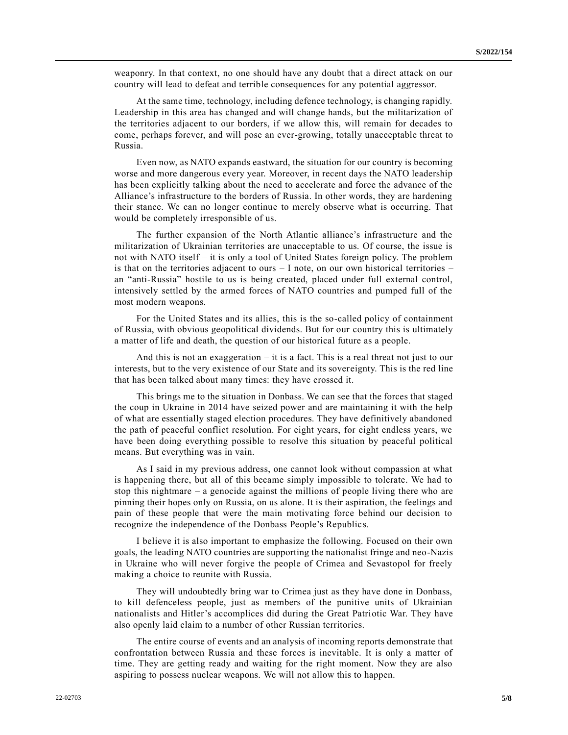weaponry. In that context, no one should have any doubt that a direct attack on our country will lead to defeat and terrible consequences for any potential aggressor.

At the same time, technology, including defence technology, is changing rapidly. Leadership in this area has changed and will change hands, but the militarization of the territories adjacent to our borders, if we allow this, will remain for decades to come, perhaps forever, and will pose an ever-growing, totally unacceptable threat to Russia.

Even now, as NATO expands eastward, the situation for our country is becoming worse and more dangerous every year. Moreover, in recent days the NATO leadership has been explicitly talking about the need to accelerate and force the advance of the Alliance's infrastructure to the borders of Russia. In other words, they are hardening their stance. We can no longer continue to merely observe what is occurring. That would be completely irresponsible of us.

The further expansion of the North Atlantic alliance's infrastructure and the militarization of Ukrainian territories are unacceptable to us. Of course, the issue is not with NATO itself – it is only a tool of United States foreign policy. The problem is that on the territories adjacent to ours – I note, on our own historical territories – an "anti-Russia" hostile to us is being created, placed under full external control, intensively settled by the armed forces of NATO countries and pumped full of the most modern weapons.

For the United States and its allies, this is the so-called policy of containment of Russia, with obvious geopolitical dividends. But for our country this is ultimately a matter of life and death, the question of our historical future as a people.

And this is not an exaggeration – it is a fact. This is a real threat not just to our interests, but to the very existence of our State and its sovereignty. This is the red line that has been talked about many times: they have crossed it.

This brings me to the situation in Donbass. We can see that the forces that staged the coup in Ukraine in 2014 have seized power and are maintaining it with the help of what are essentially staged election procedures. They have definitively abandoned the path of peaceful conflict resolution. For eight years, for eight endless years, we have been doing everything possible to resolve this situation by peaceful political means. But everything was in vain.

As I said in my previous address, one cannot look without compassion at what is happening there, but all of this became simply impossible to tolerate. We had to stop this nightmare – a genocide against the millions of people living there who are pinning their hopes only on Russia, on us alone. It is their aspiration, the feelings and pain of these people that were the main motivating force behind our decision to recognize the independence of the Donbass People's Republics.

I believe it is also important to emphasize the following. Focused on their own goals, the leading NATO countries are supporting the nationalist fringe and neo-Nazis in Ukraine who will never forgive the people of Crimea and Sevastopol for freely making a choice to reunite with Russia.

They will undoubtedly bring war to Crimea just as they have done in Donbass, to kill defenceless people, just as members of the punitive units of Ukrainian nationalists and Hitler's accomplices did during the Great Patriotic War. They have also openly laid claim to a number of other Russian territories.

The entire course of events and an analysis of incoming reports demonstrate that confrontation between Russia and these forces is inevitable. It is only a matter of time. They are getting ready and waiting for the right moment. Now they are also aspiring to possess nuclear weapons. We will not allow this to happen.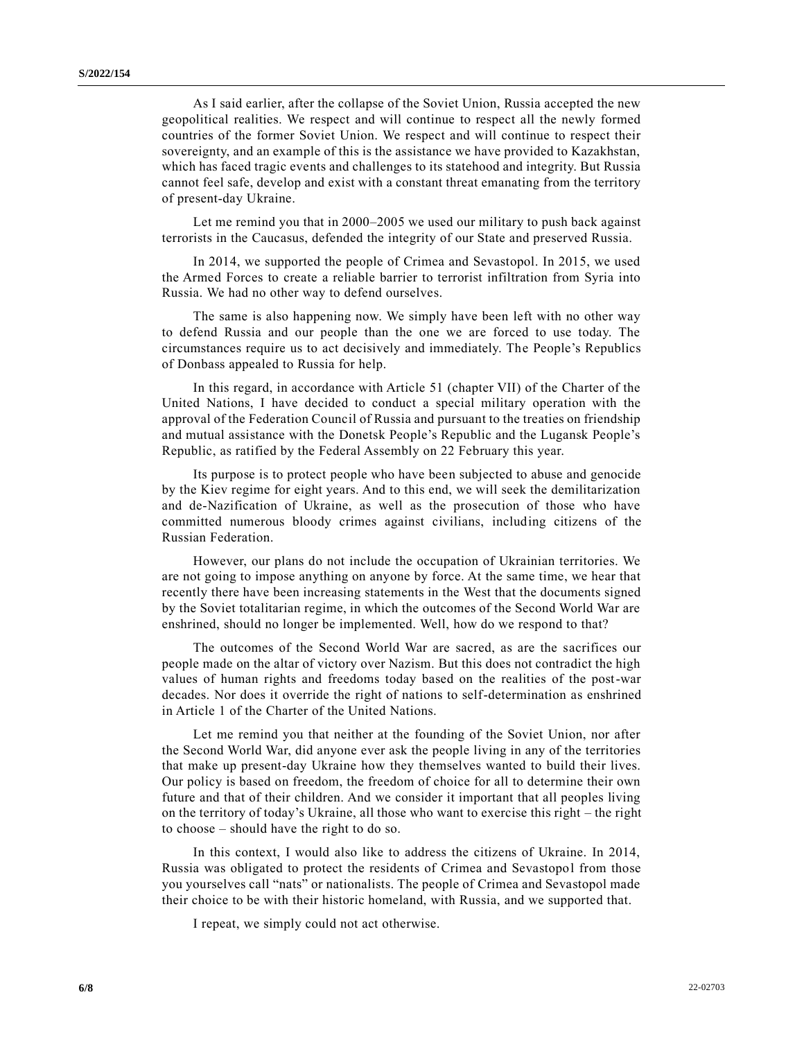As I said earlier, after the collapse of the Soviet Union, Russia accepted the new geopolitical realities. We respect and will continue to respect all the newly formed countries of the former Soviet Union. We respect and will continue to respect their sovereignty, and an example of this is the assistance we have provided to Kazakhstan, which has faced tragic events and challenges to its statehood and integrity. But Russia cannot feel safe, develop and exist with a constant threat emanating from the territory of present-day Ukraine.

Let me remind you that in 2000–2005 we used our military to push back against terrorists in the Caucasus, defended the integrity of our State and preserved Russia.

In 2014, we supported the people of Crimea and Sevastopol. In 2015, we used the Armed Forces to create a reliable barrier to terrorist infiltration from Syria into Russia. We had no other way to defend ourselves.

The same is also happening now. We simply have been left with no other way to defend Russia and our people than the one we are forced to use today. The circumstances require us to act decisively and immediately. The People's Republics of Donbass appealed to Russia for help.

In this regard, in accordance with Article 51 (chapter VII) of the Charter of the United Nations, I have decided to conduct a special military operation with the approval of the Federation Council of Russia and pursuant to the treaties on friendship and mutual assistance with the Donetsk People's Republic and the Lugansk People's Republic, as ratified by the Federal Assembly on 22 February this year.

Its purpose is to protect people who have been subjected to abuse and genocide by the Kiev regime for eight years. And to this end, we will seek the demilitarization and de-Nazification of Ukraine, as well as the prosecution of those who have committed numerous bloody crimes against civilians, including citizens of the Russian Federation.

However, our plans do not include the occupation of Ukrainian territories. We are not going to impose anything on anyone by force. At the same time, we hear that recently there have been increasing statements in the West that the documents signed by the Soviet totalitarian regime, in which the outcomes of the Second World War are enshrined, should no longer be implemented. Well, how do we respond to that?

The outcomes of the Second World War are sacred, as are the sacrifices our people made on the altar of victory over Nazism. But this does not contradict the high values of human rights and freedoms today based on the realities of the post-war decades. Nor does it override the right of nations to self-determination as enshrined in Article 1 of the Charter of the United Nations.

Let me remind you that neither at the founding of the Soviet Union, nor after the Second World War, did anyone ever ask the people living in any of the territories that make up present-day Ukraine how they themselves wanted to build their lives. Our policy is based on freedom, the freedom of choice for all to determine their own future and that of their children. And we consider it important that all peoples living on the territory of today's Ukraine, all those who want to exercise this right – the right to choose – should have the right to do so.

In this context, I would also like to address the citizens of Ukraine. In 2014, Russia was obligated to protect the residents of Crimea and Sevastopol from those you yourselves call "nats" or nationalists. The people of Crimea and Sevastopol made their choice to be with their historic homeland, with Russia, and we supported that.

I repeat, we simply could not act otherwise.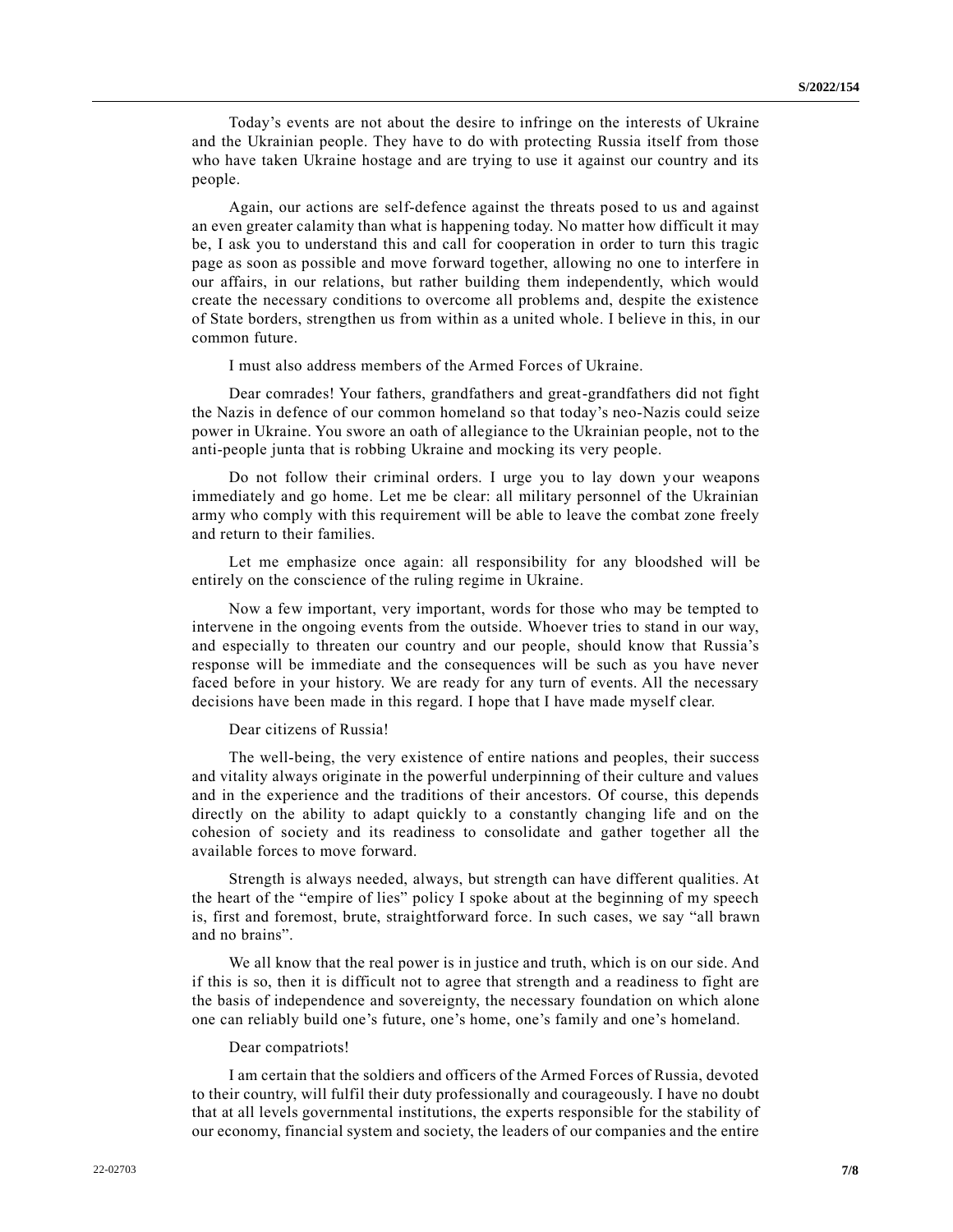Today's events are not about the desire to infringe on the interests of Ukraine and the Ukrainian people. They have to do with protecting Russia itself from those who have taken Ukraine hostage and are trying to use it against our country and its people.

Again, our actions are self-defence against the threats posed to us and against an even greater calamity than what is happening today. No matter how difficult it may be, I ask you to understand this and call for cooperation in order to turn this tragic page as soon as possible and move forward together, allowing no one to interfere in our affairs, in our relations, but rather building them independently, which would create the necessary conditions to overcome all problems and, despite the existence of State borders, strengthen us from within as a united whole. I believe in this, in our common future.

I must also address members of the Armed Forces of Ukraine.

Dear comrades! Your fathers, grandfathers and great-grandfathers did not fight the Nazis in defence of our common homeland so that today's neo-Nazis could seize power in Ukraine. You swore an oath of allegiance to the Ukrainian people, not to the anti-people junta that is robbing Ukraine and mocking its very people.

Do not follow their criminal orders. I urge you to lay down your weapons immediately and go home. Let me be clear: all military personnel of the Ukrainian army who comply with this requirement will be able to leave the combat zone freely and return to their families.

Let me emphasize once again: all responsibility for any bloodshed will be entirely on the conscience of the ruling regime in Ukraine.

Now a few important, very important, words for those who may be tempted to intervene in the ongoing events from the outside. Whoever tries to stand in our way, and especially to threaten our country and our people, should know that Russia's response will be immediate and the consequences will be such as you have never faced before in your history. We are ready for any turn of events. All the necessary decisions have been made in this regard. I hope that I have made myself clear.

Dear citizens of Russia!

The well-being, the very existence of entire nations and peoples, their success and vitality always originate in the powerful underpinning of their culture and values and in the experience and the traditions of their ancestors. Of course, this depends directly on the ability to adapt quickly to a constantly changing life and on the cohesion of society and its readiness to consolidate and gather together all the available forces to move forward.

Strength is always needed, always, but strength can have different qualities. At the heart of the "empire of lies" policy I spoke about at the beginning of my speech is, first and foremost, brute, straightforward force. In such cases, we say "all brawn and no brains".

We all know that the real power is in justice and truth, which is on our side. And if this is so, then it is difficult not to agree that strength and a readiness to fight are the basis of independence and sovereignty, the necessary foundation on which alone one can reliably build one's future, one's home, one's family and one's homeland.

Dear compatriots!

I am certain that the soldiers and officers of the Armed Forces of Russia, devoted to their country, will fulfil their duty professionally and courageously. I have no doubt that at all levels governmental institutions, the experts responsible for the stability of our economy, financial system and society, the leaders of our companies and the entire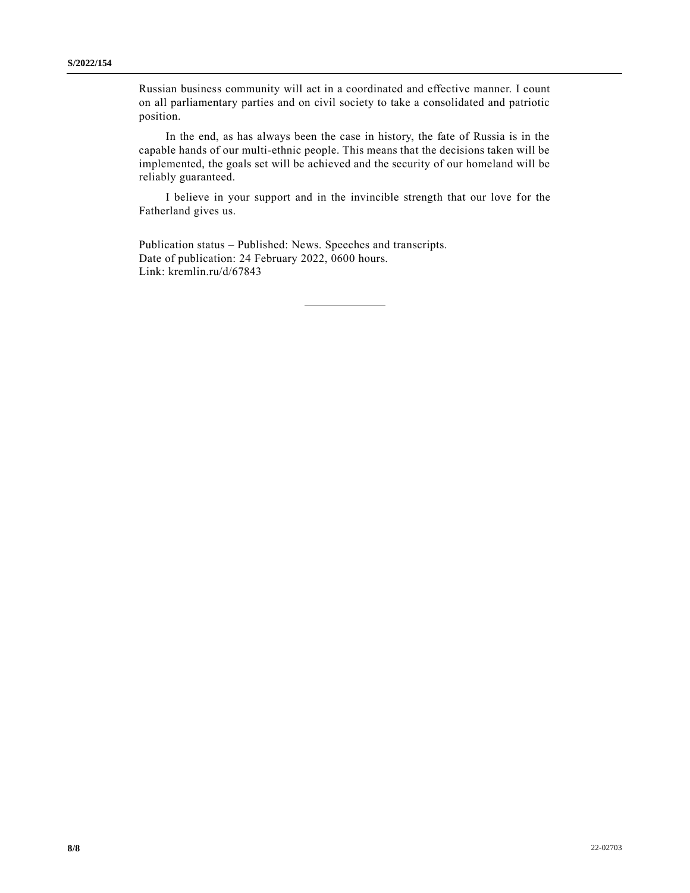Russian business community will act in a coordinated and effective manner. I count on all parliamentary parties and on civil society to take a consolidated and patriotic position.

In the end, as has always been the case in history, the fate of Russia is in the capable hands of our multi-ethnic people. This means that the decisions taken will be implemented, the goals set will be achieved and the security of our homeland will be reliably guaranteed.

I believe in your support and in the invincible strength that our love for the Fatherland gives us.

Publication status – Published: News. Speeches and transcripts.
Date of publication: 24 February 2022, 0600 hours.
Link: kremlin.ru/d/67843